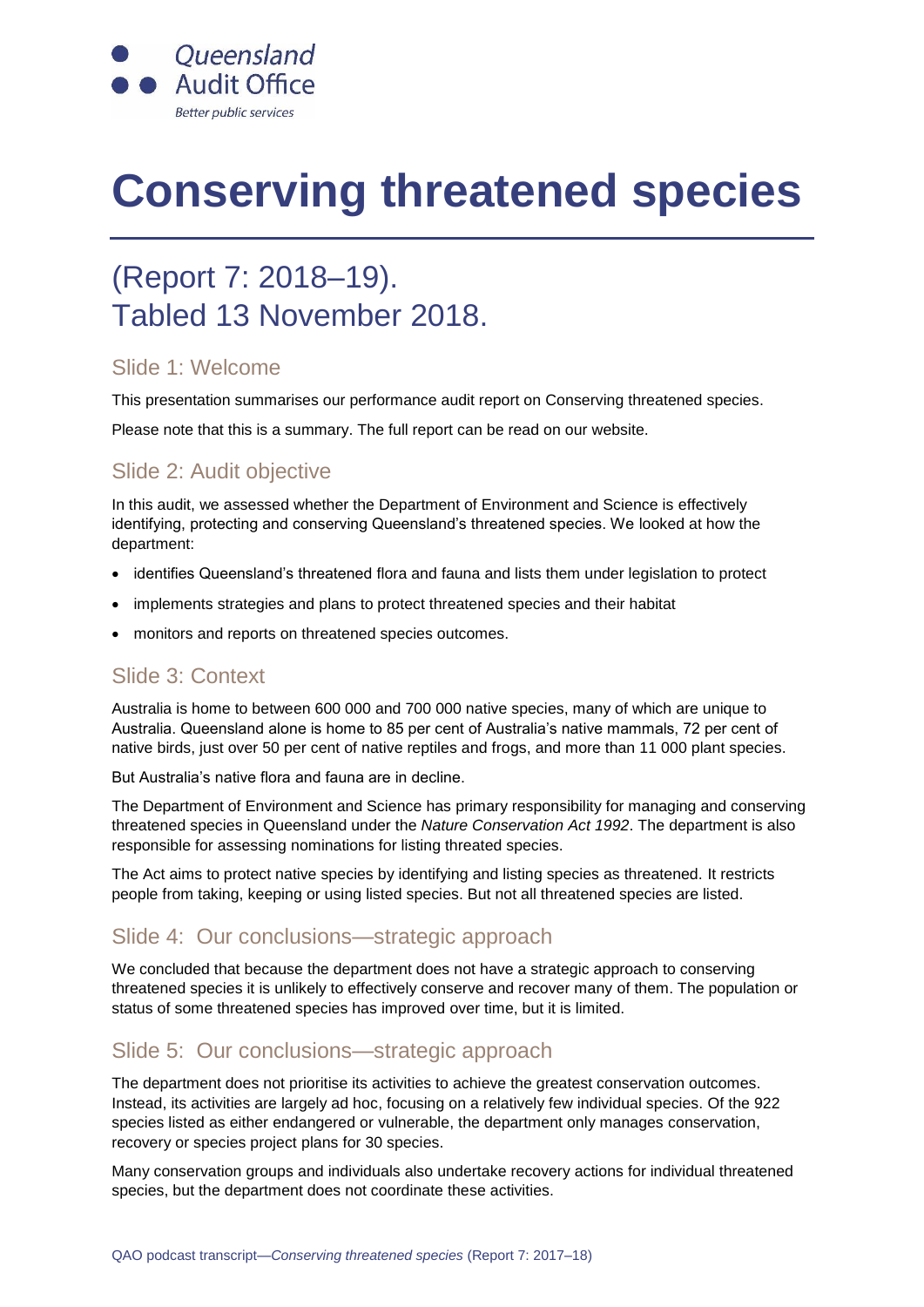Queensland Audit Office

Better public services

# Conserving threatened species

## (Report 7: 2018–19). Tabled 13 November 2018.

### Slide 1: Welcome

This presentation summarises our performance audit report on Conserving threatened species.

Please note that this is a summary. The full report can be read on our website.

### Slide 2: Audit objective

In this audit, we assessed whether the Department of Environment and Science is effectively identifying, protecting and conserving Queensland's threatened species. We looked at how the department:

- identifies Queensland's threatened flora and fauna and lists them under legislation to protect
- implements strategies and plans to protect threatened species and their habitat
- monitors and reports on threatened species outcomes.

### Slide 3: Context

Australia is home to between 600 000 and 700 000 native species, many of which are unique to Australia. Queensland alone is home to 85 per cent of Australia's native mammals, 72 per cent of native birds, just over 50 per cent of native reptiles and frogs, and more than 11 000 plant species.

But Australia's native flora and fauna are in decline.

The Department of Environment and Science has primary responsibility for managing and conserving threatened species in Queensland under the *Nature Conservation Act 1992*. The department is also responsible for assessing nominations for listing threated species.

The Act aims to protect native species by identifying and listing species as threatened. It restricts people from taking, keeping or using listed species. But not all threatened species are listed.

### Slide 4: Our conclusions—strategic approach

We concluded that because the department does not have a strategic approach to conserving threatened species it is unlikely to effectively conserve and recover many of them. The population or status of some threatened species has improved over time, but it is limited.

### Slide 5: Our conclusions—strategic approach

The department does not prioritise its activities to achieve the greatest conservation outcomes. Instead, its activities are largely ad hoc, focusing on a relatively few individual species. Of the 922 species listed as either endangered or vulnerable, the department only manages conservation, recovery or species project plans for 30 species.

Many conservation groups and individuals also undertake recovery actions for individual threatened species, but the department does not coordinate these activities.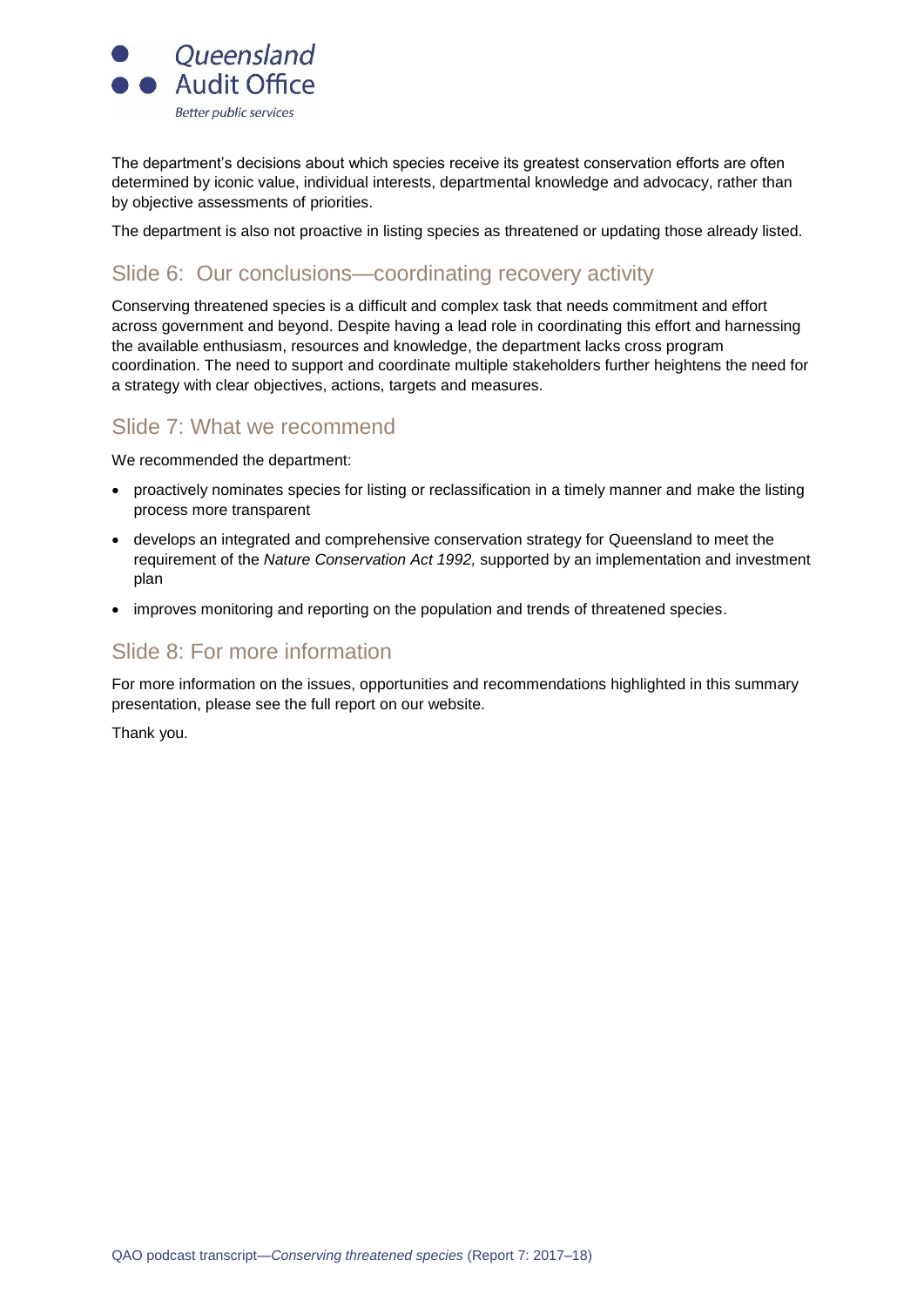The department's decisions about which species receive its greatest conservation efforts are often determined by iconic value, individual interests, departmental knowledge and advocacy, rather than by objective assessments of priorities.

The department is also not proactive in listing species as threatened or updating those already listed.

## Slide 6: Our conclusions—coordinating recovery activity

Conserving threatened species is a difficult and complex task that needs commitment and effort across government and beyond. Despite having a lead role in coordinating this effort and harnessing the available enthusiasm, resources and knowledge, the department lacks cross program coordination. The need to support and coordinate multiple stakeholders further heightens the need for a strategy with clear objectives, actions, targets and measures.

## Slide 7: What we recommend

We recommended the department:

- proactively nominates species for listing or reclassification in a timely manner and make the listing process more transparent
- develops an integrated and comprehensive conservation strategy for Queensland to meet the requirement of the *Nature Conservation Act 1992,* supported by an implementation and investment plan
- improves monitoring and reporting on the population and trends of threatened species.

## Slide 8: For more information

For more information on the issues, opportunities and recommendations highlighted in this summary presentation, please see the full report on our website.

Thank you.